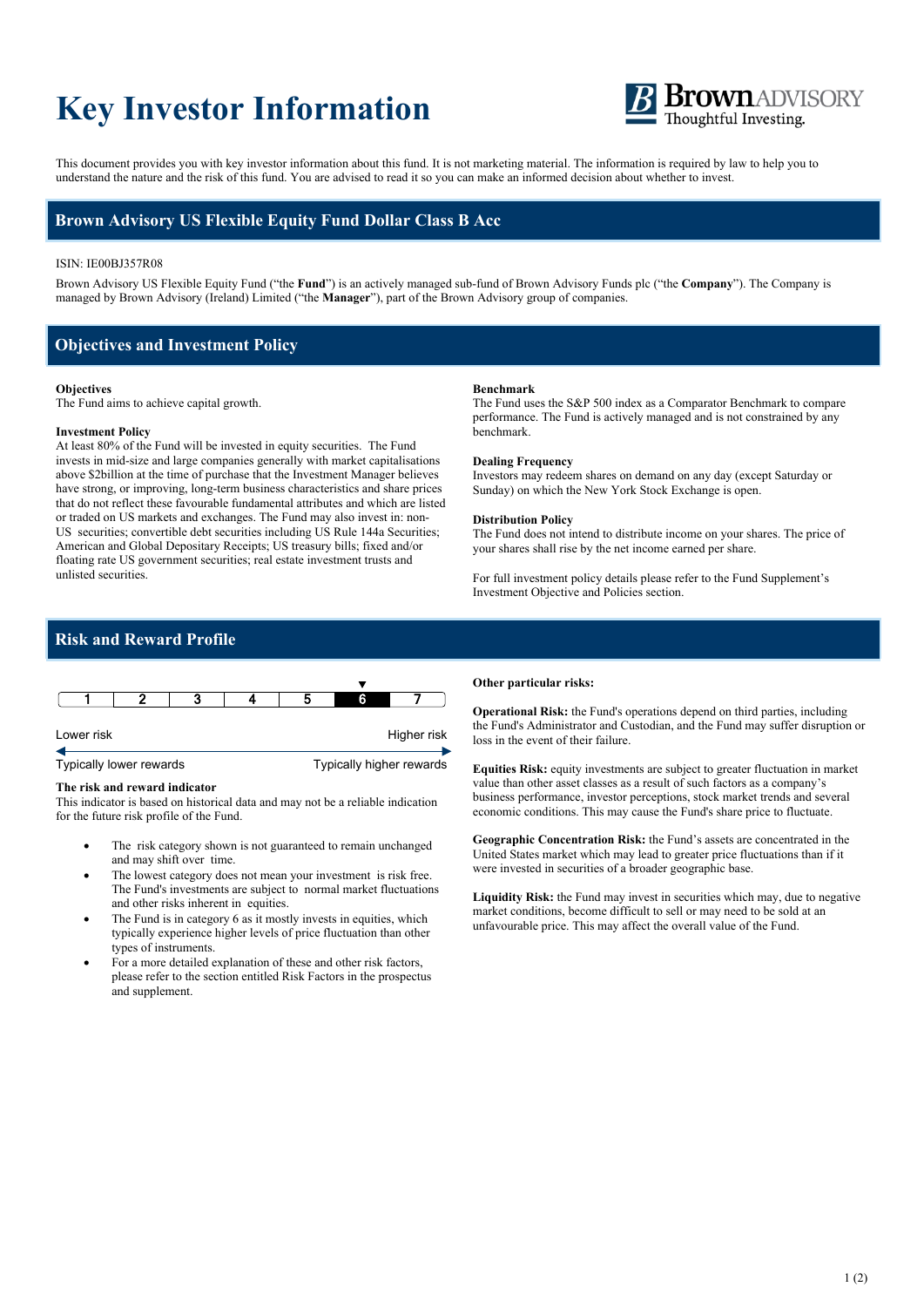# Key Investor Information

This document provides you with key investor information about this fund. It is not marketing material. The information is required by law to help you to understand the nature and the risk of this fund. You are advised to read it so you can make an informed decision about whether to invest.

## Brown Advisory US Flexible Equity Fund Dollar Class B Acc

ISIN: IE00BJ357R08

Brown Advisory US Flexible Equity Fund ("the **Fund**") is an actively managed sub-fund of Brown Advisory Funds plc ("the **Company**"). The Company is managed by Brown Advisory (Ireland) Limited ("the **Manager**"), part of the Brown Advisory group of companies.

## Objectives and Investment Policy

**Objectives**
The Fund aims to achieve capital growth.

**Investment Policy**
At least 80% of the Fund will be invested in equity securities. The Fund invests in mid-size and large companies generally with market capitalisations above $2billion at the time of purchase that the Investment Manager believes have strong, or improving, long-term business characteristics and share prices that do not reflect these favourable fundamental attributes and which are listed or traded on US markets and exchanges. The Fund may also invest in: non-US securities; convertible debt securities including US Rule 144a Securities; American and Global Depositary Receipts; US treasury bills; fixed and/or floating rate US government securities; real estate investment trusts and unlisted securities.

**Benchmark**
The Fund uses the S&P 500 index as a Comparator Benchmark to compare performance. The Fund is actively managed and is not constrained by any benchmark.

**Dealing Frequency**
Investors may redeem shares on demand on any day (except Saturday or Sunday) on which the New York Stock Exchange is open.

**Distribution Policy**
The Fund does not intend to distribute income on your shares. The price of your shares shall rise by the net income earned per share.

For full investment policy details please refer to the Fund Supplement's Investment Objective and Policies section.

## Risk and Reward Profile

| 1 | 2 | 3 | 4 | 5 | **6** | 7 |
|---|---|---|---|---|---|---|

Lower risk — Higher risk

Typically lower rewards — Typically higher rewards

**The risk and reward indicator**
This indicator is based on historical data and may not be a reliable indication for the future risk profile of the Fund.

- The risk category shown is not guaranteed to remain unchanged and may shift over time.
- The lowest category does not mean your investment is risk free. The Fund's investments are subject to normal market fluctuations and other risks inherent in equities.
- The Fund is in category 6 as it mostly invests in equities, which typically experience higher levels of price fluctuation than other types of instruments.
- For a more detailed explanation of these and other risk factors, please refer to the section entitled Risk Factors in the prospectus and supplement.

**Other particular risks:**

**Operational Risk:** the Fund's operations depend on third parties, including the Fund's Administrator and Custodian, and the Fund may suffer disruption or loss in the event of their failure.

**Equities Risk:** equity investments are subject to greater fluctuation in market value than other asset classes as a result of such factors as a company's business performance, investor perceptions, stock market trends and several economic conditions. This may cause the Fund's share price to fluctuate.

**Geographic Concentration Risk:** the Fund's assets are concentrated in the United States market which may lead to greater price fluctuations than if it were invested in securities of a broader geographic base.

**Liquidity Risk:** the Fund may invest in securities which may, due to negative market conditions, become difficult to sell or may need to be sold at an unfavourable price. This may affect the overall value of the Fund.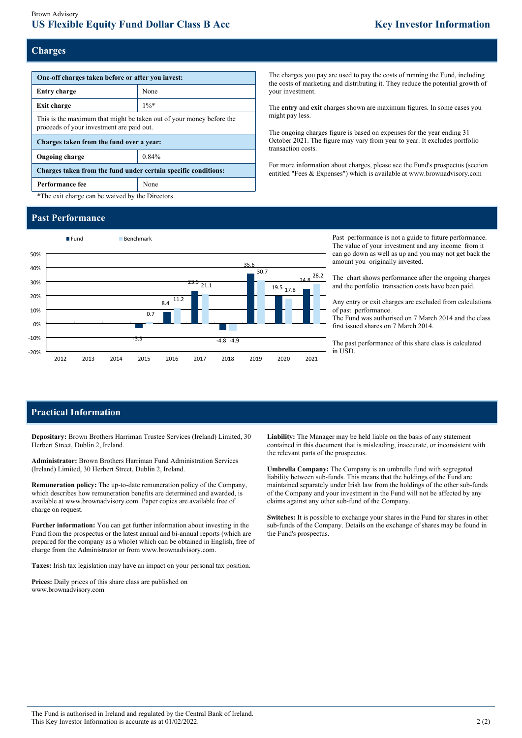Brown Advisory
# US Flexible Equity Fund Dollar Class B Acc

Key Investor Information

## Charges

| One-off charges taken before or after you invest: | |
|---|---|
| **Entry charge** | None |
| **Exit charge** | 1%* |
| This is the maximum that might be taken out of your money before the proceeds of your investment are paid out. | |
| **Charges taken from the fund over a year:** | |
| **Ongoing charge** | 0.84% |
| **Charges taken from the fund under certain specific conditions:** | |
| **Performance fee** | None |

*The exit charge can be waived by the Directors

The charges you pay are used to pay the costs of running the Fund, including the costs of marketing and distributing it. They reduce the potential growth of your investment.

The **entry** and **exit** charges shown are maximum figures. In some cases you might pay less.

The ongoing charges figure is based on expenses for the year ending 31 October 2021. The figure may vary from year to year. It excludes portfolio transaction costs.

For more information about charges, please see the Fund's prospectus (section entitled "Fees & Expenses") which is available at www.brownadvisory.com

## Past Performance

Fund
Benchmark

50%
40%
30%
20%
10%
0%
-10%
-20%

2012 2013 2014 2015 2016 2017 2018 2019 2020 2021

-3.3 0.7
8.4 11.2
23.5 21.1
-4.8 -4.9
35.6 30.7
19.5 17.8
24.8 28.2

Past performance is not a guide to future performance. The value of your investment and any income from it can go down as well as up and you may not get back the amount you originally invested.

The chart shows performance after the ongoing charges and the portfolio transaction costs have been paid.

Any entry or exit charges are excluded from calculations of past performance.
The Fund was authorised on 7 March 2014 and the class first issued shares on 7 March 2014.

The past performance of this share class is calculated in USD.

## Practical Information

**Depositary:** Brown Brothers Harriman Trustee Services (Ireland) Limited, 30 Herbert Street, Dublin 2, Ireland.

**Administrator:** Brown Brothers Harriman Fund Administration Services (Ireland) Limited, 30 Herbert Street, Dublin 2, Ireland.

**Remuneration policy:** The up-to-date remuneration policy of the Company, which describes how remuneration benefits are determined and awarded, is available at www.brownadvisory.com. Paper copies are available free of charge on request.

**Further information:** You can get further information about investing in the Fund from the prospectus or the latest annual and bi-annual reports (which are prepared for the company as a whole) which can be obtained in English, free of charge from the Administrator or from www.brownadvisory.com.

**Taxes:** Irish tax legislation may have an impact on your personal tax position.

**Prices:** Daily prices of this share class are published on www.brownadvisory.com

**Liability:** The Manager may be held liable on the basis of any statement contained in this document that is misleading, inaccurate, or inconsistent with the relevant parts of the prospectus.

**Umbrella Company:** The Company is an umbrella fund with segregated liability between sub-funds. This means that the holdings of the Fund are maintained separately under Irish law from the holdings of the other sub-funds of the Company and your investment in the Fund will not be affected by any claims against any other sub-fund of the Company.

**Switches:** It is possible to exchange your shares in the Fund for shares in other sub-funds of the Company. Details on the exchange of shares may be found in the Fund's prospectus.

The Fund is authorised in Ireland and regulated by the Central Bank of Ireland.
This Key Investor Information is accurate as at 01/02/2022.